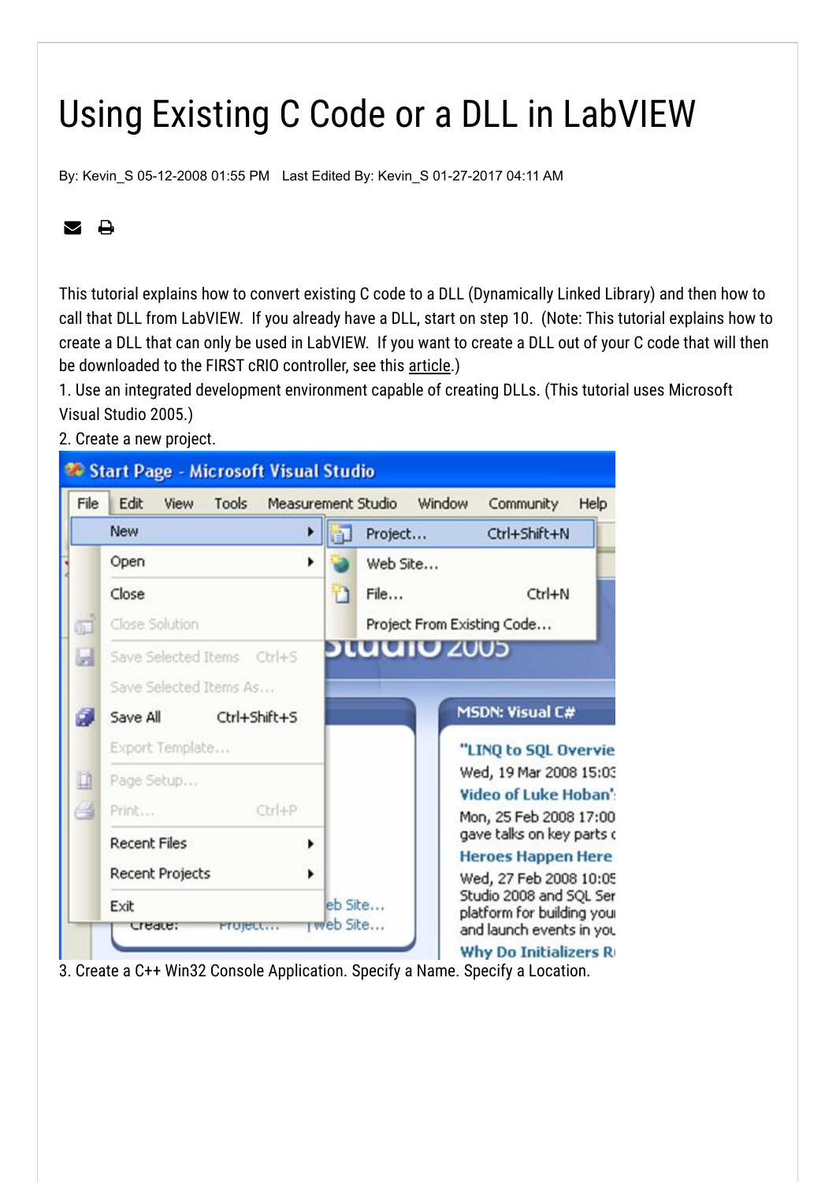# Using Existing C Code or a DLL in LabVIEW

By: Kevin_S 05-12-2008 01:55 PM Last Edited By: Kevin_S 01-27-2017 04:11 AM

This tutorial explains how to convert existing C code to a DLL (Dynamically Linked Library) and then how to call that DLL from LabVIEW. If you already have a DLL, start on step 10. (Note: This tutorial explains how to create a DLL that can only be used in LabVIEW. If you want to create a DLL out of your C code that will then be downloaded to the FIRST cRIO controller, see this article.)

1. Use an integrated development environment capable of creating DLLs. (This tutorial uses Microsoft Visual Studio 2005.)
2. Create a new project.

3. Create a C++ Win32 Console Application. Specify a Name. Specify a Location.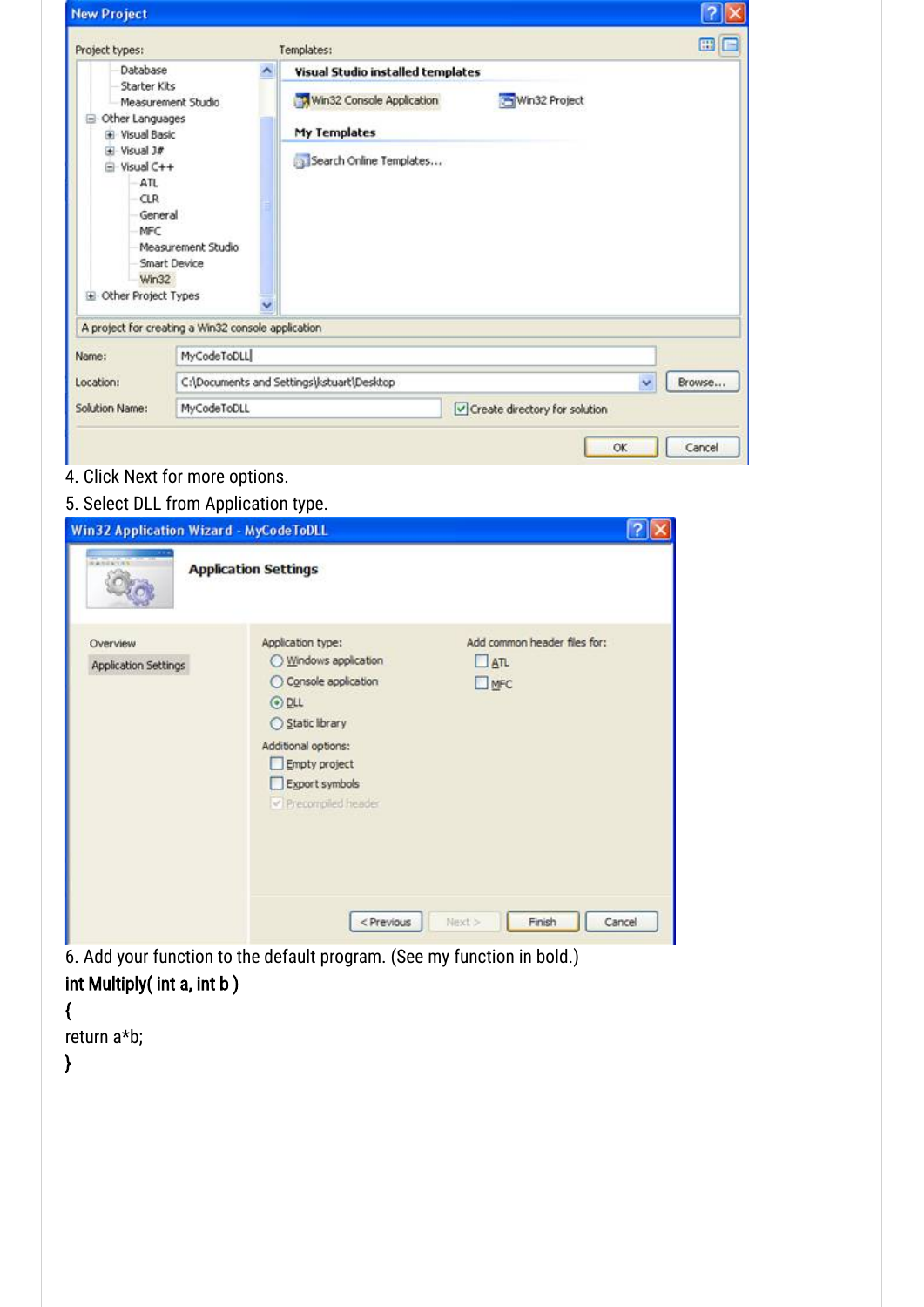4. Click Next for more options.

5. Select DLL from Application type.

6. Add your function to the default program. (See my function in bold.)

**int Multiply( int a, int b )**

**{**

return a*b;

**}**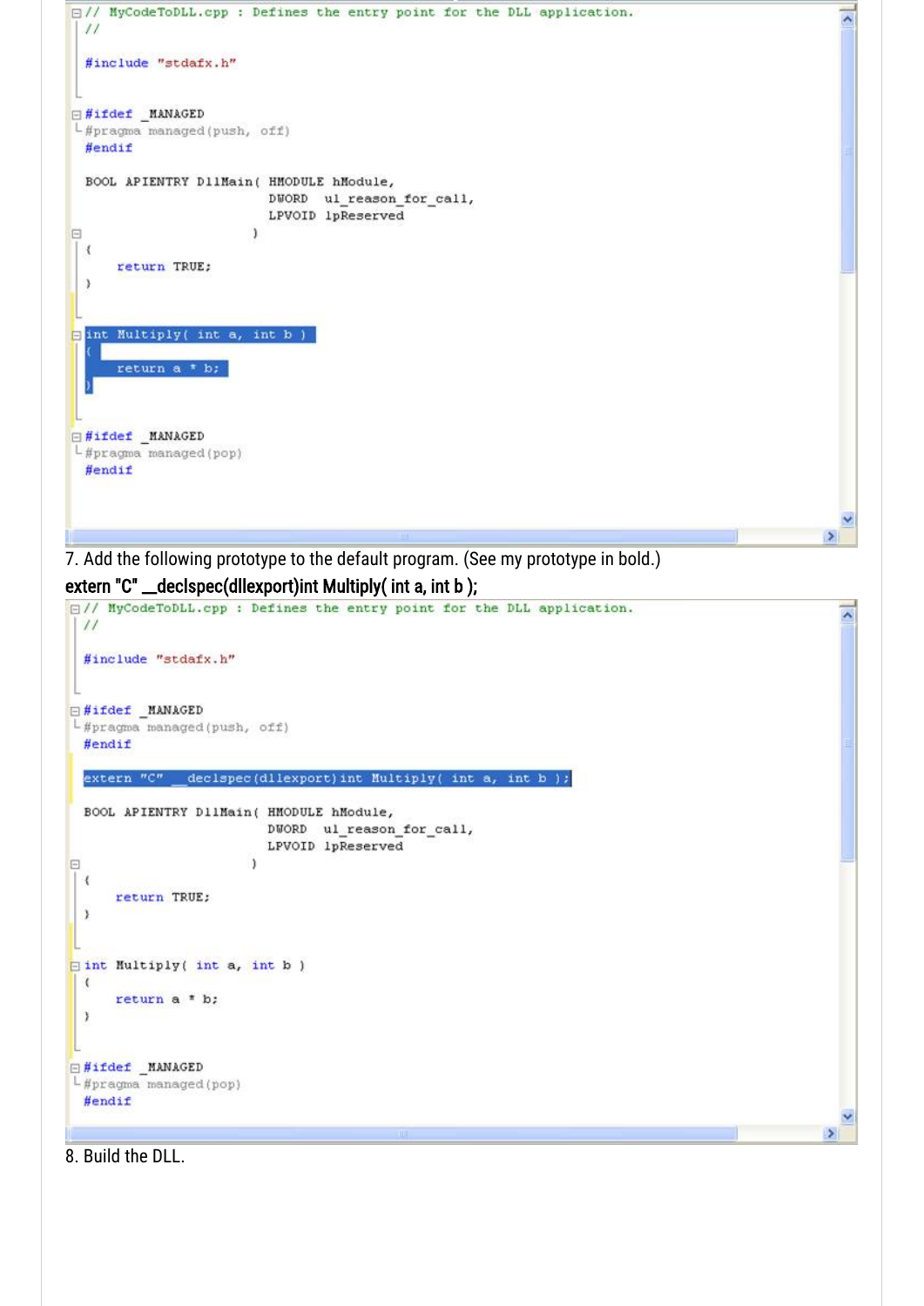```cpp
// MyCodeToDLL.cpp : Defines the entry point for the DLL application.
//

#include "stdafx.h"

#ifdef _MANAGED
#pragma managed(push, off)
#endif

BOOL APIENTRY DllMain( HMODULE hModule,
                       DWORD  ul_reason_for_call,
                       LPVOID lpReserved
                     )
{
    return TRUE;
}

int Multiply( int a, int b )
{
    return a * b;
}

#ifdef _MANAGED
#pragma managed(pop)
#endif
```

7. Add the following prototype to the default program. (See my prototype in bold.)

**extern "C" __declspec(dllexport)int Multiply( int a, int b );**

```cpp
// MyCodeToDLL.cpp : Defines the entry point for the DLL application.
//

#include "stdafx.h"

#ifdef _MANAGED
#pragma managed(push, off)
#endif

extern "C"  __declspec(dllexport)int Multiply( int a, int b );

BOOL APIENTRY DllMain( HMODULE hModule,
                       DWORD  ul_reason_for_call,
                       LPVOID lpReserved
                     )
{
    return TRUE;
}

int Multiply( int a, int b )
{
    return a * b;
}

#ifdef _MANAGED
#pragma managed(pop)
#endif
```

8. Build the DLL.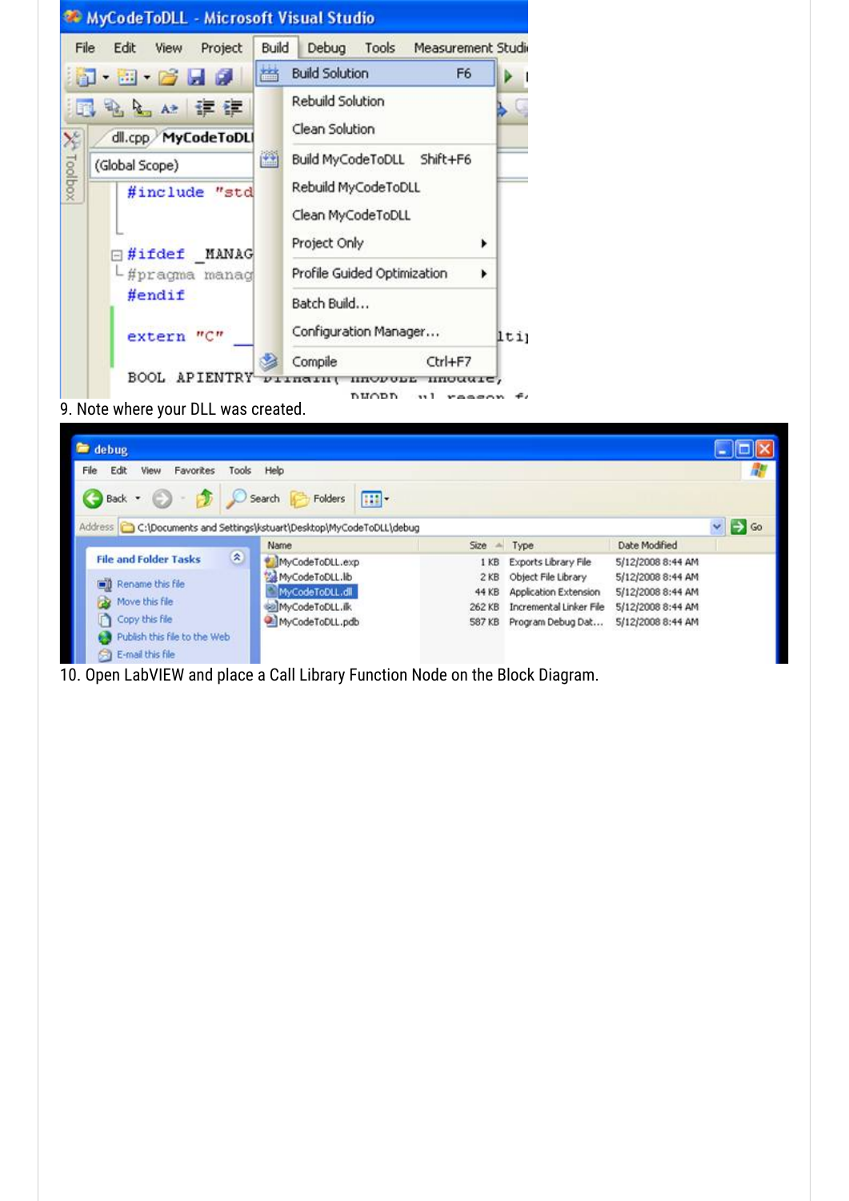9. Note where your DLL was created.

10. Open LabVIEW and place a Call Library Function Node on the Block Diagram.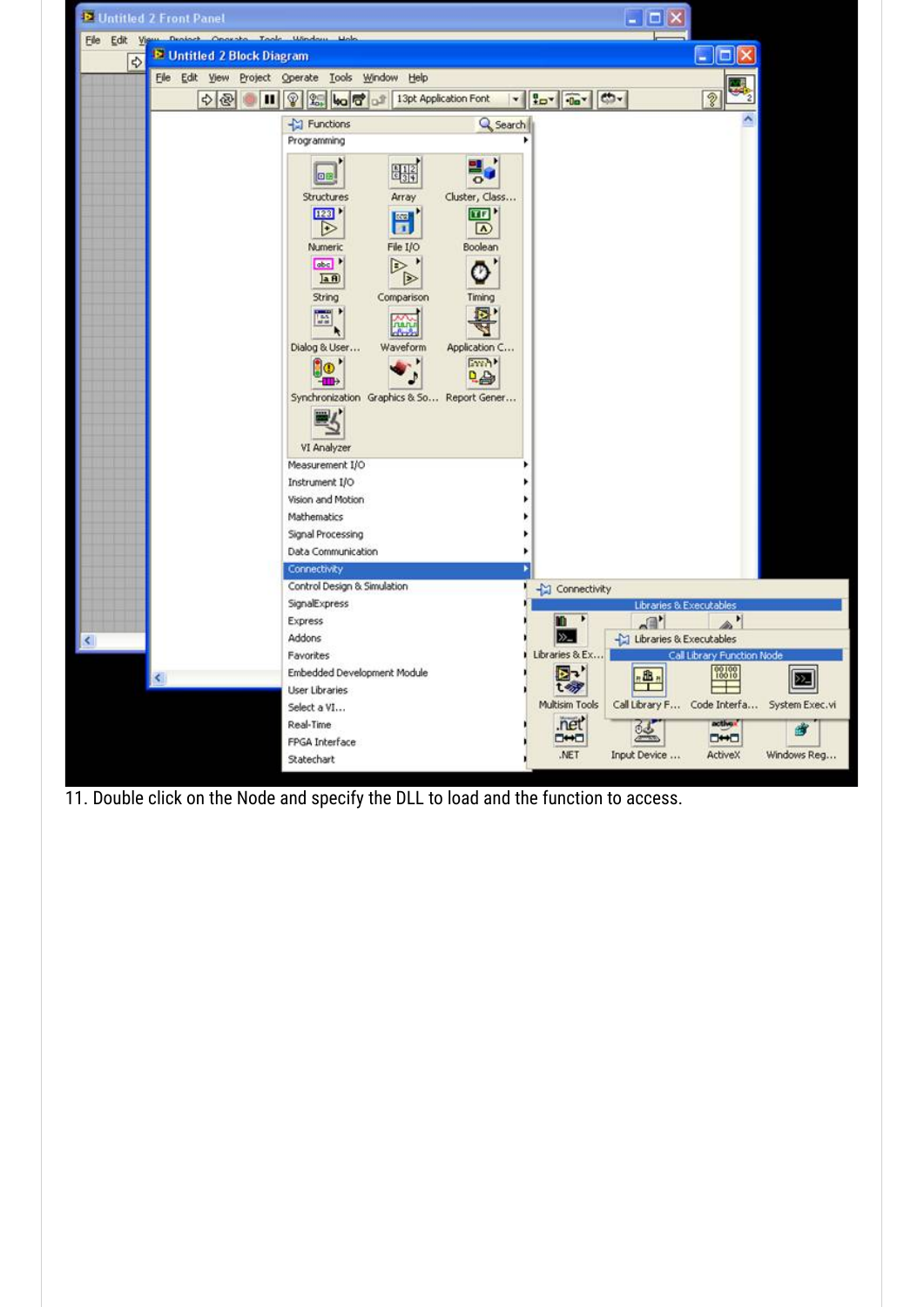11. Double click on the Node and specify the DLL to load and the function to access.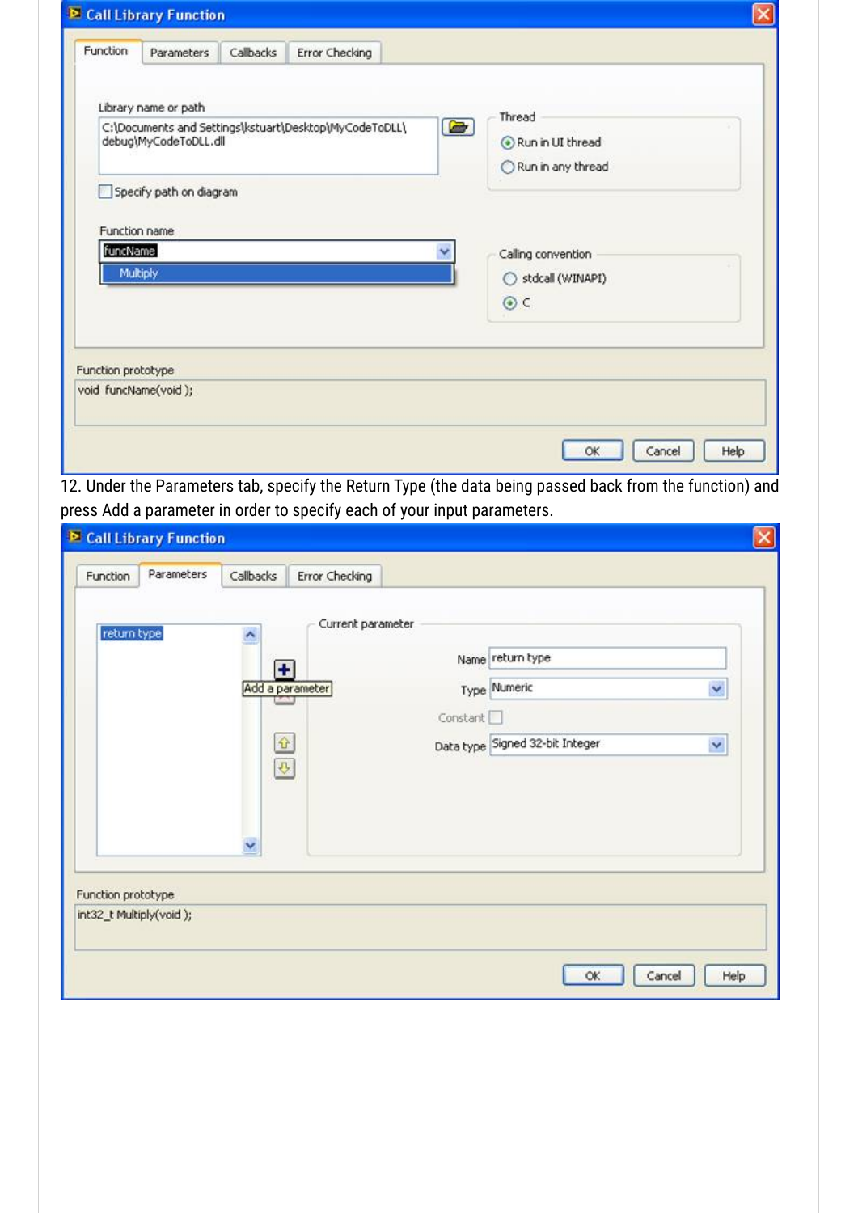12. Under the Parameters tab, specify the Return Type (the data being passed back from the function) and press Add a parameter in order to specify each of your input parameters.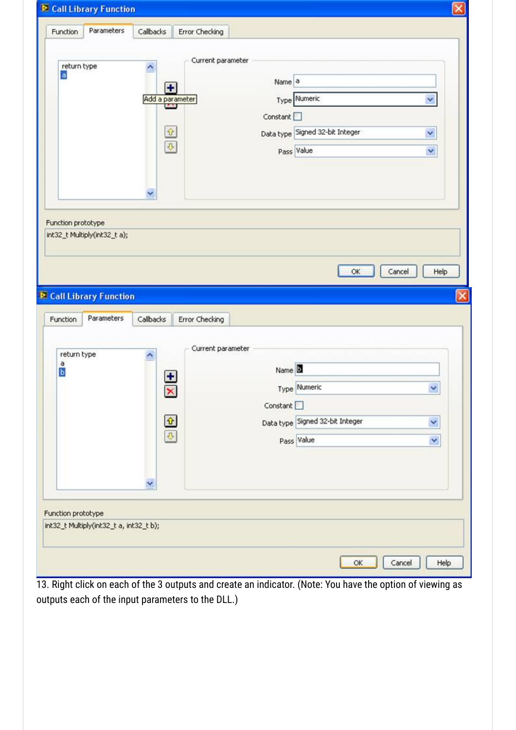13. Right click on each of the 3 outputs and create an indicator. (Note: You have the option of viewing as outputs each of the input parameters to the DLL.)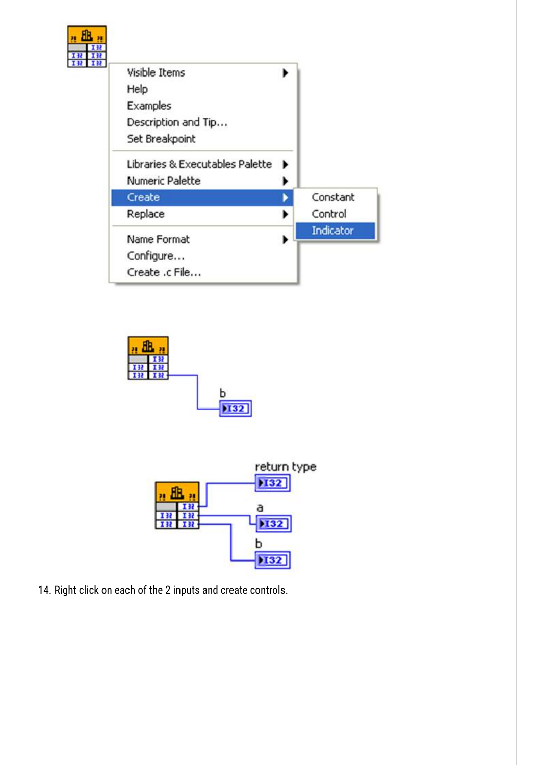14. Right click on each of the 2 inputs and create controls.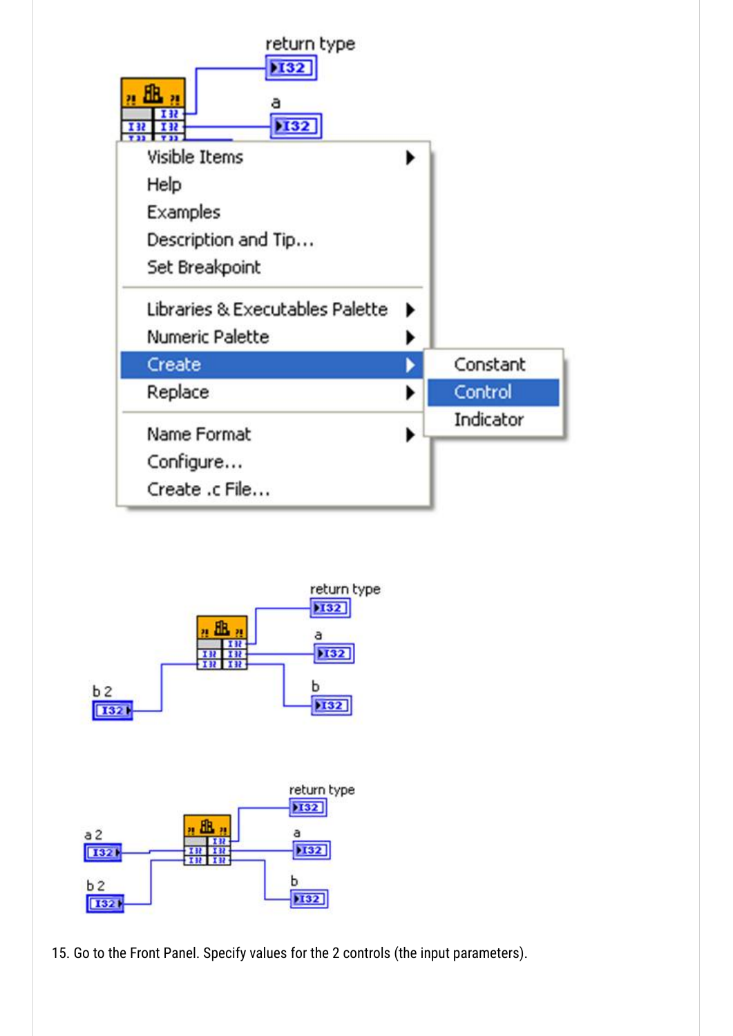15. Go to the Front Panel. Specify values for the 2 controls (the input parameters).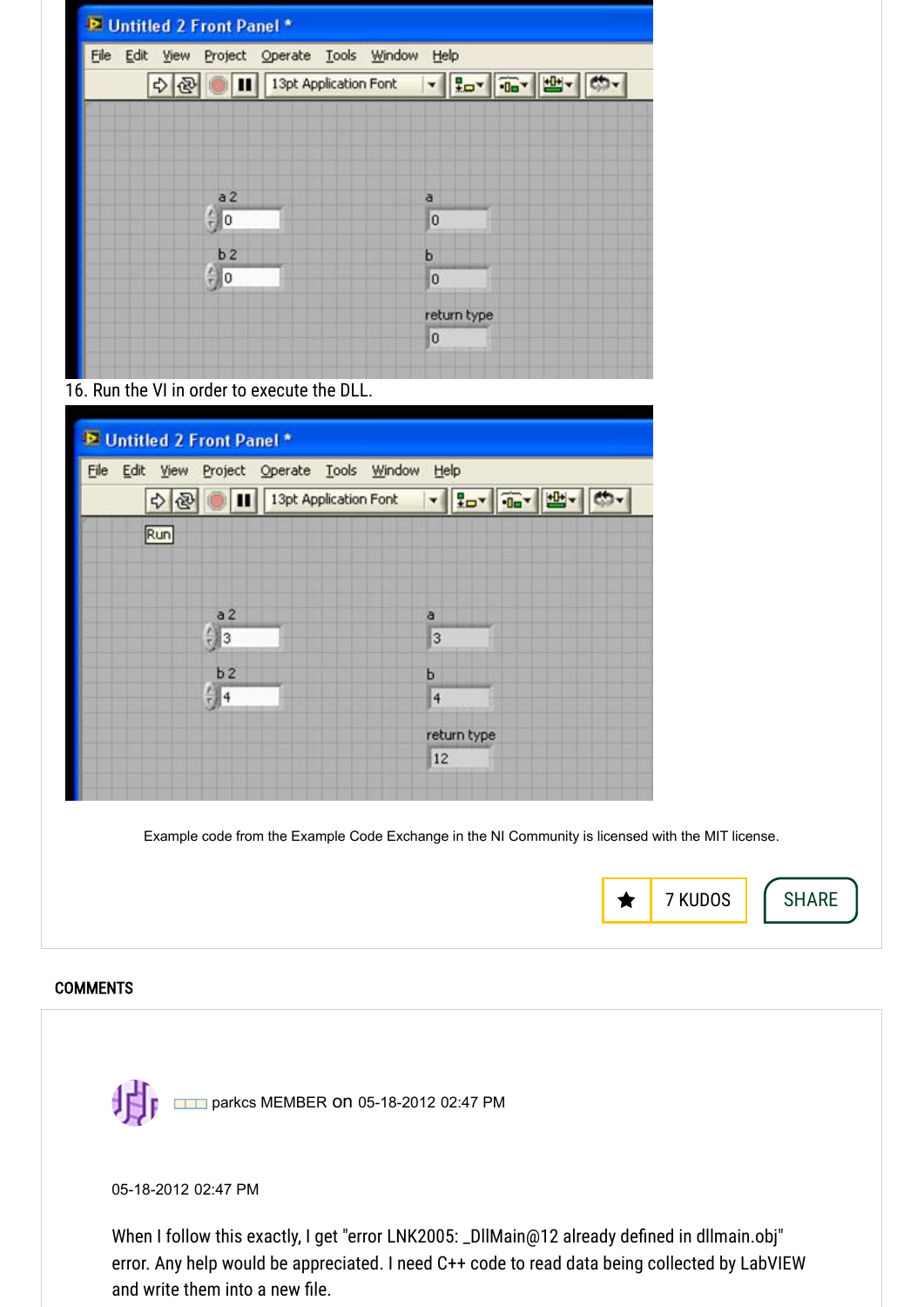16. Run the VI in order to execute the DLL.

Example code from the Example Code Exchange in the NI Community is licensed with the MIT license.

7 KUDOS

SHARE

## COMMENTS

parkcs MEMBER on 05-18-2012 02:47 PM

05-18-2012 02:47 PM

When I follow this exactly, I get "error LNK2005: _DllMain@12 already defined in dllmain.obj" error. Any help would be appreciated. I need C++ code to read data being collected by LabVIEW and write them into a new file.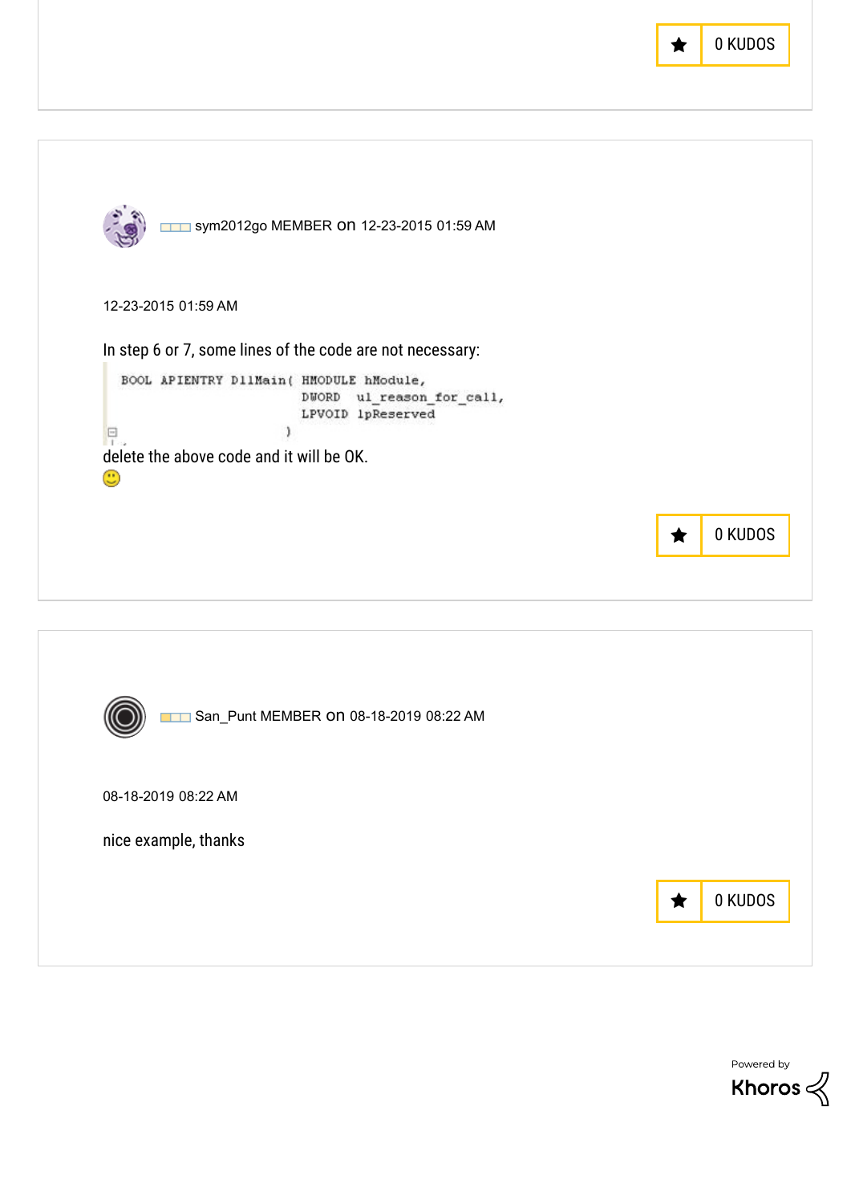0 KUDOS

sym2012go MEMBER on 12-23-2015 01:59 AM

12-23-2015 01:59 AM

In step 6 or 7, some lines of the code are not necessary:

```
BOOL APIENTRY DllMain( HMODULE hModule,
                       DWORD  ul_reason_for_call,
                       LPVOID lpReserved
                     )
```

delete the above code and it will be OK.

🙂

0 KUDOS

San_Punt MEMBER on 08-18-2019 08:22 AM

08-18-2019 08:22 AM

nice example, thanks

0 KUDOS

Powered by Khoros